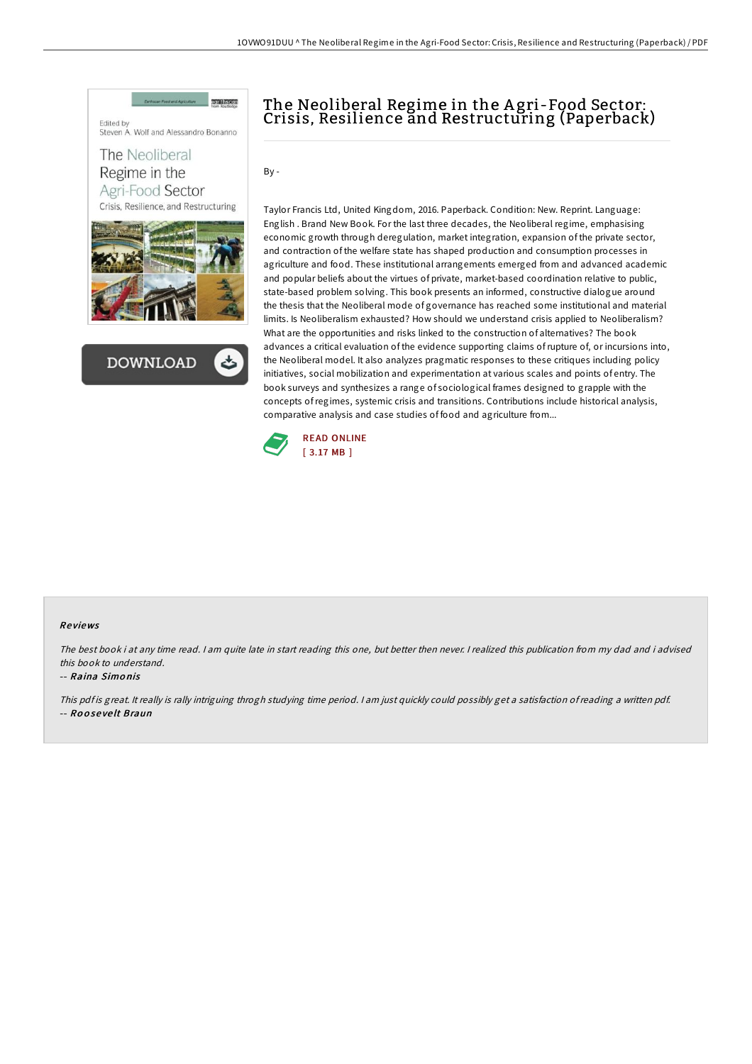# The Neoliberal Regime in the Agri-Food Sector: Crisis, Resilience and Restructuring (Paperback)

By -

Taylor Francis Ltd, United Kingdom, 2016. Paperback. Condition: New. Reprint. Language: English . Brand New Book. For the last three decades, the Neoliberal regime, emphasising economic growth through deregulation, market integration, expansion of the private sector, and contraction of the welfare state has shaped production and consumption processes in agriculture and food. These institutional arrangements emerged from and advanced academic and popular beliefs about the virtues of private, market-based coordination relative to public, state-based problem solving. This book presents an informed, constructive dialogue around the thesis that the Neoliberal mode of governance has reached some institutional and material limits. Is Neoliberalism exhausted? How should we understand crisis applied to Neoliberalism? What are the opportunities and risks linked to the construction of alternatives? The book advances a critical evaluation of the evidence supporting claims of rupture of, or incursions into, the Neoliberal model. It also analyzes pragmatic responses to these critiques including policy initiatives, social mobilization and experimentation at various scales and points of entry. The book surveys and synthesizes a range of sociological frames designed to grapple with the concepts of regimes, systemic crisis and transitions. Contributions include historical analysis, comparative analysis and case studies of food and agriculture from...

READ ONLINE
[ 3.17 MB ]

## Reviews

*The best book i at any time read. I am quite late in start reading this one, but better then never. I realized this publication from my dad and i advised this book to understand.*

-- *Raina Simonis*

*This pdf is great. It really is rally intriguing throgh studying time period. I am just quickly could possibly get a satisfaction of reading a written pdf.*

-- *Roosevelt Braun*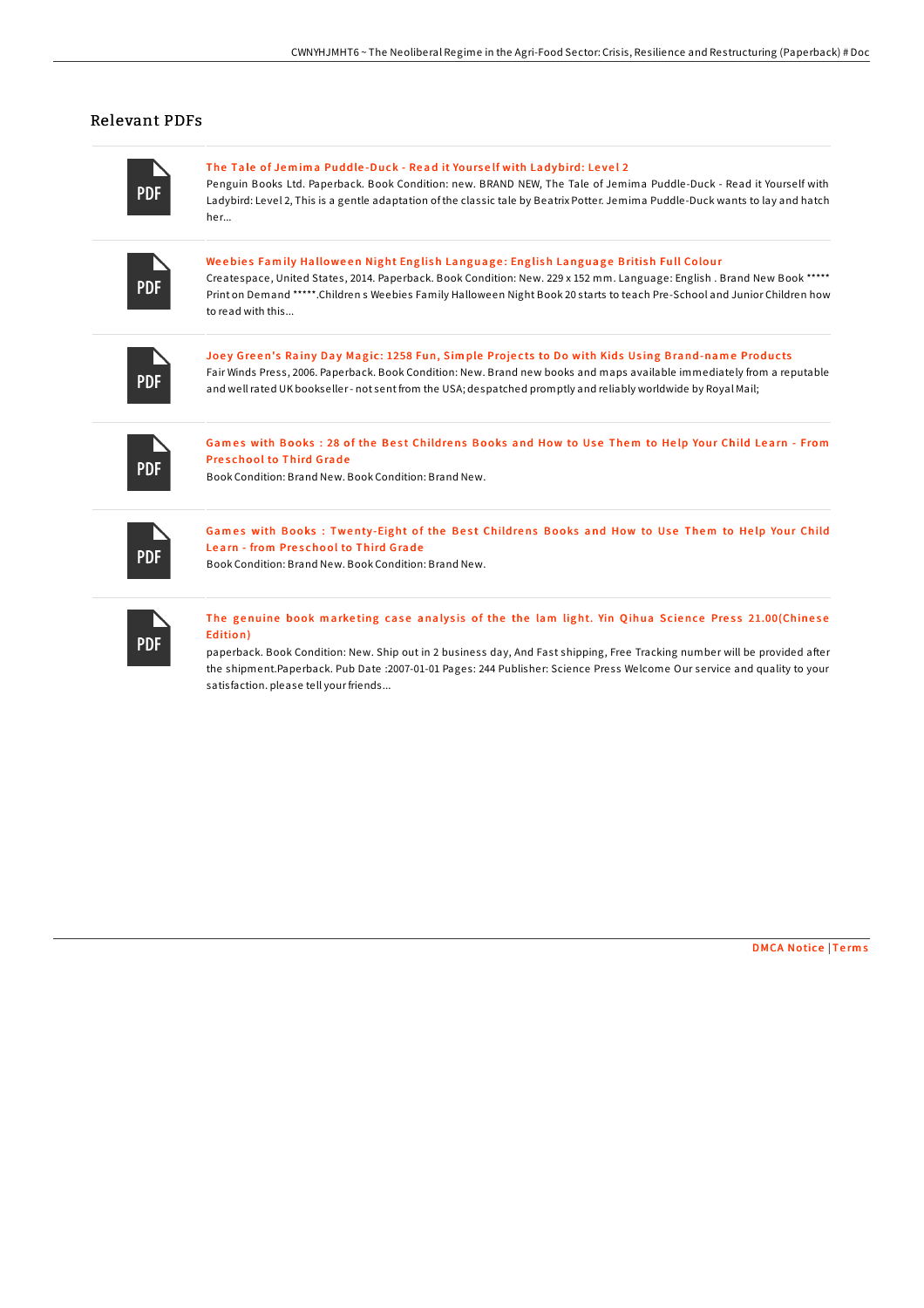## Relevant PDFs

**The Tale of Jemima Puddle-Duck - Read it Yourself with Ladybird: Level 2**

Penguin Books Ltd. Paperback. Book Condition: new. BRAND NEW, The Tale of Jemima Puddle-Duck - Read it Yourself with Ladybird: Level 2, This is a gentle adaptation of the classic tale by Beatrix Potter. Jemima Puddle-Duck wants to lay and hatch her...

**Weebies Family Halloween Night English Language: English Language British Full Colour**

Createspace, United States, 2014. Paperback. Book Condition: New. 229 x 152 mm. Language: English . Brand New Book ***** Print on Demand *****.Children s Weebies Family Halloween Night Book 20 starts to teach Pre-School and Junior Children how to read with this...

**Joey Green's Rainy Day Magic: 1258 Fun, Simple Projects to Do with Kids Using Brand-name Products**

Fair Winds Press, 2006. Paperback. Book Condition: New. Brand new books and maps available immediately from a reputable and well rated UK bookseller - not sent from the USA; despatched promptly and reliably worldwide by Royal Mail;

**Games with Books : 28 of the Best Childrens Books and How to Use Them to Help Your Child Learn - From Preschool to Third Grade**

Book Condition: Brand New. Book Condition: Brand New.

**Games with Books : Twenty-Eight of the Best Childrens Books and How to Use Them to Help Your Child Learn - from Preschool to Third Grade**

Book Condition: Brand New. Book Condition: Brand New.

**The genuine book marketing case analysis of the the lam light. Yin Qihua Science Press 21.00(Chinese Edition)**

paperback. Book Condition: New. Ship out in 2 business day, And Fast shipping, Free Tracking number will be provided after the shipment.Paperback. Pub Date :2007-01-01 Pages: 244 Publisher: Science Press Welcome Our service and quality to your satisfaction. please tell your friends...